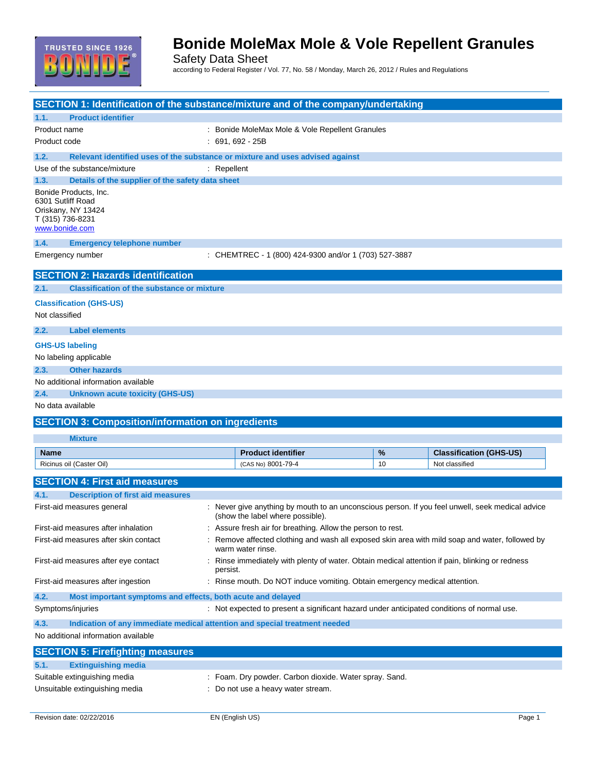# Bonide MoleMax Mole & Vole Repellent Granules

Safety Data Sheet

according to Federal Register / Vol. 77, No. 58 / Monday, March 26, 2012 / Rules and Regulations

## SECTION 1: Identification of the substance/mixture and of the company/undertaking

### 1.1. Product identifier

Product name : Bonide MoleMax Mole & Vole Repellent Granules

Product code : 691, 692 - 25B

### 1.2. Relevant identified uses of the substance or mixture and uses advised against

Use of the substance/mixture : Repellent

### 1.3. Details of the supplier of the safety data sheet

Bonide Products, Inc.
6301 Sutliff Road
Oriskany, NY 13424
T (315) 736-8231
www.bonide.com

### 1.4. Emergency telephone number

Emergency number : CHEMTREC - 1 (800) 424-9300 and/or 1 (703) 527-3887

## SECTION 2: Hazards identification

### 2.1. Classification of the substance or mixture

**Classification (GHS-US)**

Not classified

### 2.2. Label elements

**GHS-US labeling**

No labeling applicable

### 2.3. Other hazards

No additional information available

### 2.4. Unknown acute toxicity (GHS-US)

No data available

## SECTION 3: Composition/information on ingredients

**Mixture**

| Name | Product identifier | % | Classification (GHS-US) |
|---|---|---|---|
| Ricinus oil (Caster Oil) | (CAS No) 8001-79-4 | 10 | Not classified |

## SECTION 4: First aid measures

### 4.1. Description of first aid measures

First-aid measures general : Never give anything by mouth to an unconscious person. If you feel unwell, seek medical advice (show the label where possible).

First-aid measures after inhalation : Assure fresh air for breathing. Allow the person to rest.

First-aid measures after skin contact : Remove affected clothing and wash all exposed skin area with mild soap and water, followed by warm water rinse.

First-aid measures after eye contact : Rinse immediately with plenty of water. Obtain medical attention if pain, blinking or redness persist.

First-aid measures after ingestion : Rinse mouth. Do NOT induce vomiting. Obtain emergency medical attention.

### 4.2. Most important symptoms and effects, both acute and delayed

Symptoms/injuries : Not expected to present a significant hazard under anticipated conditions of normal use.

### 4.3. Indication of any immediate medical attention and special treatment needed

No additional information available

## SECTION 5: Firefighting measures

### 5.1. Extinguishing media

Suitable extinguishing media : Foam. Dry powder. Carbon dioxide. Water spray. Sand.

Unsuitable extinguishing media : Do not use a heavy water stream.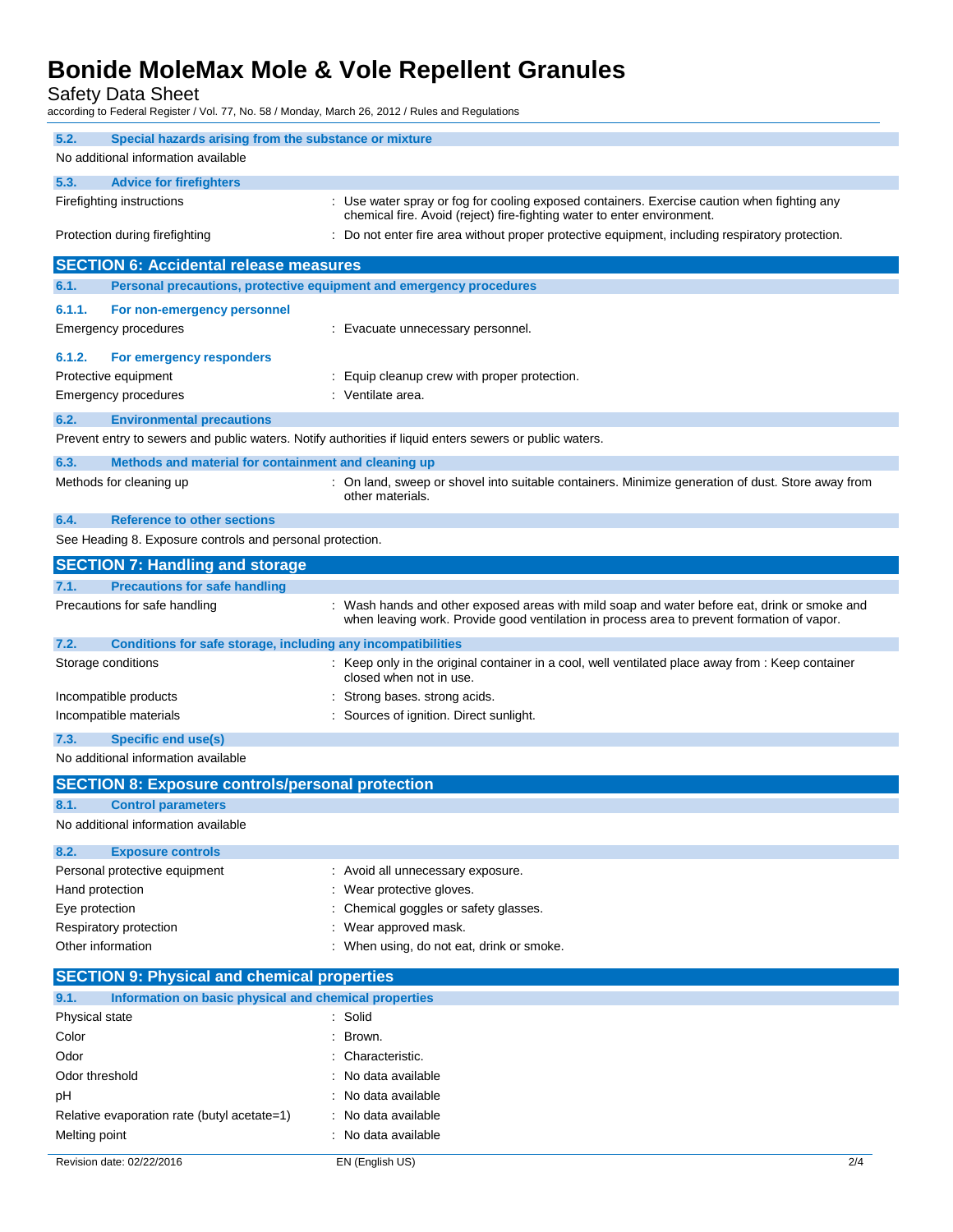### 5.2. Special hazards arising from the substance or mixture

No additional information available

### 5.3. Advice for firefighters

| | |
|---|---|
| Firefighting instructions | : Use water spray or fog for cooling exposed containers. Exercise caution when fighting any chemical fire. Avoid (reject) fire-fighting water to enter environment. |
| Protection during firefighting | : Do not enter fire area without proper protective equipment, including respiratory protection. |

## SECTION 6: Accidental release measures

### 6.1. Personal precautions, protective equipment and emergency procedures

#### 6.1.1. For non-emergency personnel

| | |
|---|---|
| Emergency procedures | : Evacuate unnecessary personnel. |

#### 6.1.2. For emergency responders

| | |
|---|---|
| Protective equipment | : Equip cleanup crew with proper protection. |
| Emergency procedures | : Ventilate area. |

### 6.2. Environmental precautions

Prevent entry to sewers and public waters. Notify authorities if liquid enters sewers or public waters.

### 6.3. Methods and material for containment and cleaning up

| | |
|---|---|
| Methods for cleaning up | : On land, sweep or shovel into suitable containers. Minimize generation of dust. Store away from other materials. |

### 6.4. Reference to other sections

See Heading 8. Exposure controls and personal protection.

## SECTION 7: Handling and storage

### 7.1. Precautions for safe handling

| | |
|---|---|
| Precautions for safe handling | : Wash hands and other exposed areas with mild soap and water before eat, drink or smoke and when leaving work. Provide good ventilation in process area to prevent formation of vapor. |

### 7.2. Conditions for safe storage, including any incompatibilities

| | |
|---|---|
| Storage conditions | : Keep only in the original container in a cool, well ventilated place away from : Keep container closed when not in use. |
| Incompatible products | : Strong bases. strong acids. |
| Incompatible materials | : Sources of ignition. Direct sunlight. |

### 7.3. Specific end use(s)

No additional information available

## SECTION 8: Exposure controls/personal protection

### 8.1. Control parameters

No additional information available

### 8.2. Exposure controls

| | |
|---|---|
| Personal protective equipment | : Avoid all unnecessary exposure. |
| Hand protection | : Wear protective gloves. |
| Eye protection | : Chemical goggles or safety glasses. |
| Respiratory protection | : Wear approved mask. |
| Other information | : When using, do not eat, drink or smoke. |

## SECTION 9: Physical and chemical properties

### 9.1. Information on basic physical and chemical properties

| | |
|---|---|
| Physical state | : Solid |
| Color | : Brown. |
| Odor | : Characteristic. |
| Odor threshold | : No data available |
| pH | : No data available |
| Relative evaporation rate (butyl acetate=1) | : No data available |
| Melting point | : No data available |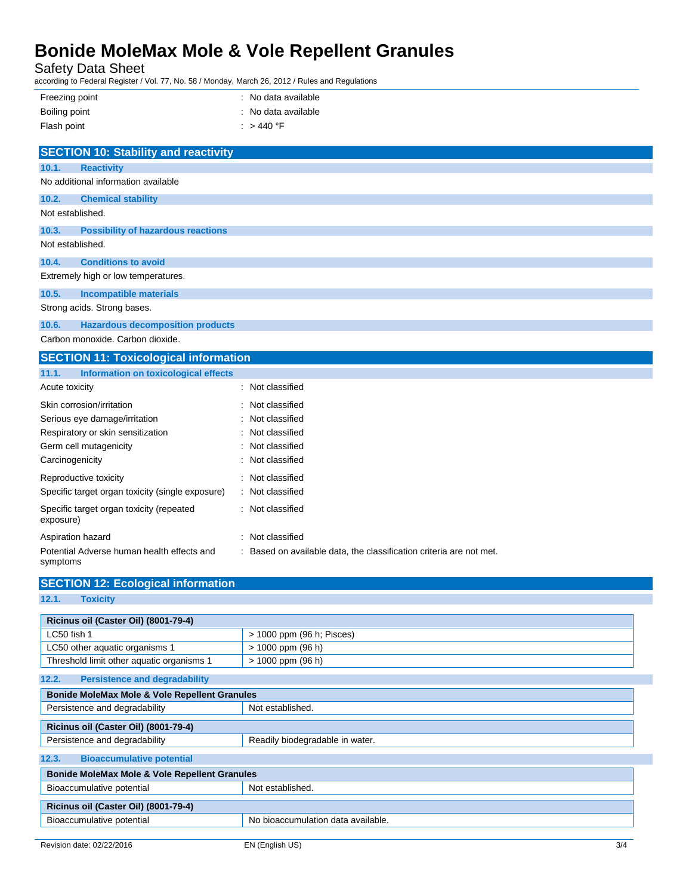| | |
|---|---|
| Freezing point | : No data available |
| Boiling point | : No data available |
| Flash point | : > 440 °F |

## SECTION 10: Stability and reactivity

### 10.1. Reactivity

No additional information available

### 10.2. Chemical stability

Not established.

### 10.3. Possibility of hazardous reactions

Not established.

### 10.4. Conditions to avoid

Extremely high or low temperatures.

### 10.5. Incompatible materials

Strong acids. Strong bases.

### 10.6. Hazardous decomposition products

Carbon monoxide. Carbon dioxide.

## SECTION 11: Toxicological information

### 11.1. Information on toxicological effects

| | |
|---|---|
| Acute toxicity | : Not classified |
| Skin corrosion/irritation | : Not classified |
| Serious eye damage/irritation | : Not classified |
| Respiratory or skin sensitization | : Not classified |
| Germ cell mutagenicity | : Not classified |
| Carcinogenicity | : Not classified |
| Reproductive toxicity | : Not classified |
| Specific target organ toxicity (single exposure) | : Not classified |
| Specific target organ toxicity (repeated exposure) | : Not classified |
| Aspiration hazard | : Not classified |
| Potential Adverse human health effects and symptoms | : Based on available data, the classification criteria are not met. |

## SECTION 12: Ecological information

### 12.1. Toxicity

| Ricinus oil (Caster Oil) (8001-79-4) | |
|---|---|
| LC50 fish 1 | > 1000 ppm (96 h; Pisces) |
| LC50 other aquatic organisms 1 | > 1000 ppm (96 h) |
| Threshold limit other aquatic organisms 1 | > 1000 ppm (96 h) |

### 12.2. Persistence and degradability

| Bonide MoleMax Mole & Vole Repellent Granules | |
|---|---|
| Persistence and degradability | Not established. |

| Ricinus oil (Caster Oil) (8001-79-4) | |
|---|---|
| Persistence and degradability | Readily biodegradable in water. |

### 12.3. Bioaccumulative potential

| Bonide MoleMax Mole & Vole Repellent Granules | |
|---|---|
| Bioaccumulative potential | Not established. |

| Ricinus oil (Caster Oil) (8001-79-4) | |
|---|---|
| Bioaccumulative potential | No bioaccumulation data available. |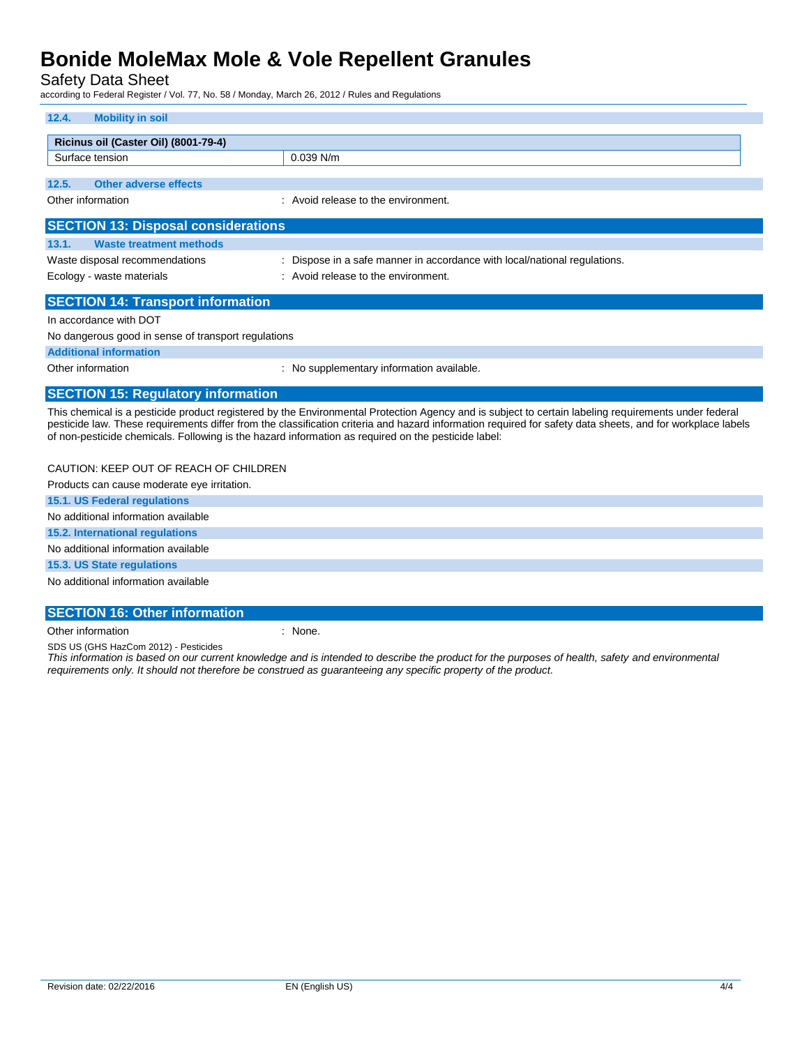### 12.4. Mobility in soil

| Ricinus oil (Caster Oil) (8001-79-4) | |
|---|---|
| Surface tension | 0.039 N/m |

### 12.5. Other adverse effects

Other information : Avoid release to the environment.

## SECTION 13: Disposal considerations

### 13.1. Waste treatment methods

Waste disposal recommendations : Dispose in a safe manner in accordance with local/national regulations.

Ecology - waste materials : Avoid release to the environment.

## SECTION 14: Transport information

In accordance with DOT

No dangerous good in sense of transport regulations

### Additional information

Other information : No supplementary information available.

## SECTION 15: Regulatory information

This chemical is a pesticide product registered by the Environmental Protection Agency and is subject to certain labeling requirements under federal pesticide law. These requirements differ from the classification criteria and hazard information required for safety data sheets, and for workplace labels of non-pesticide chemicals. Following is the hazard information as required on the pesticide label:

CAUTION: KEEP OUT OF REACH OF CHILDREN

Products can cause moderate eye irritation.

### 15.1. US Federal regulations

No additional information available

### 15.2. International regulations

No additional information available

### 15.3. US State regulations

No additional information available

## SECTION 16: Other information

Other information : None.

SDS US (GHS HazCom 2012) - Pesticides

*This information is based on our current knowledge and is intended to describe the product for the purposes of health, safety and environmental requirements only. It should not therefore be construed as guaranteeing any specific property of the product.*

Revision date: 02/22/2016 EN (English US)